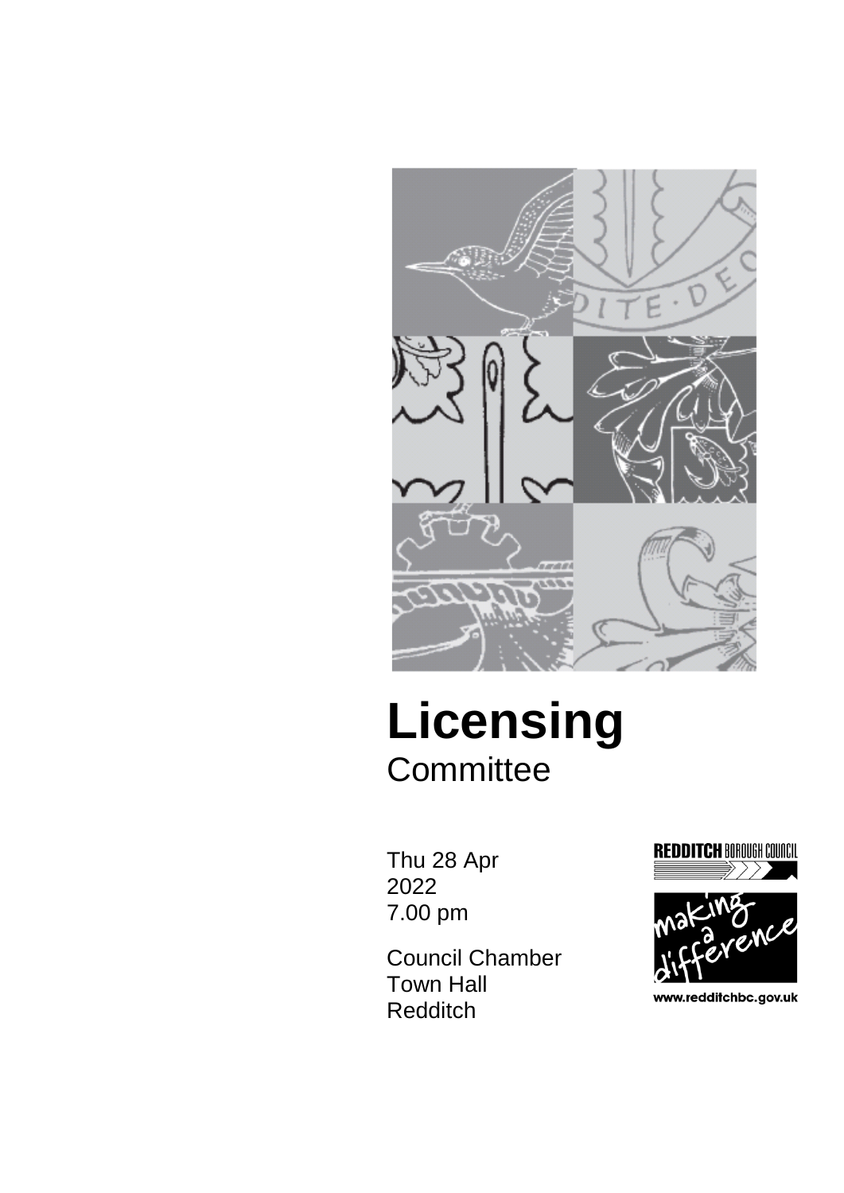# Licensing
Committee

Thu 28 Apr
2022
7.00 pm

Council Chamber
Town Hall
Redditch

REDDITCH BOROUGH COUNCIL

making a difference

www.redditchbc.gov.uk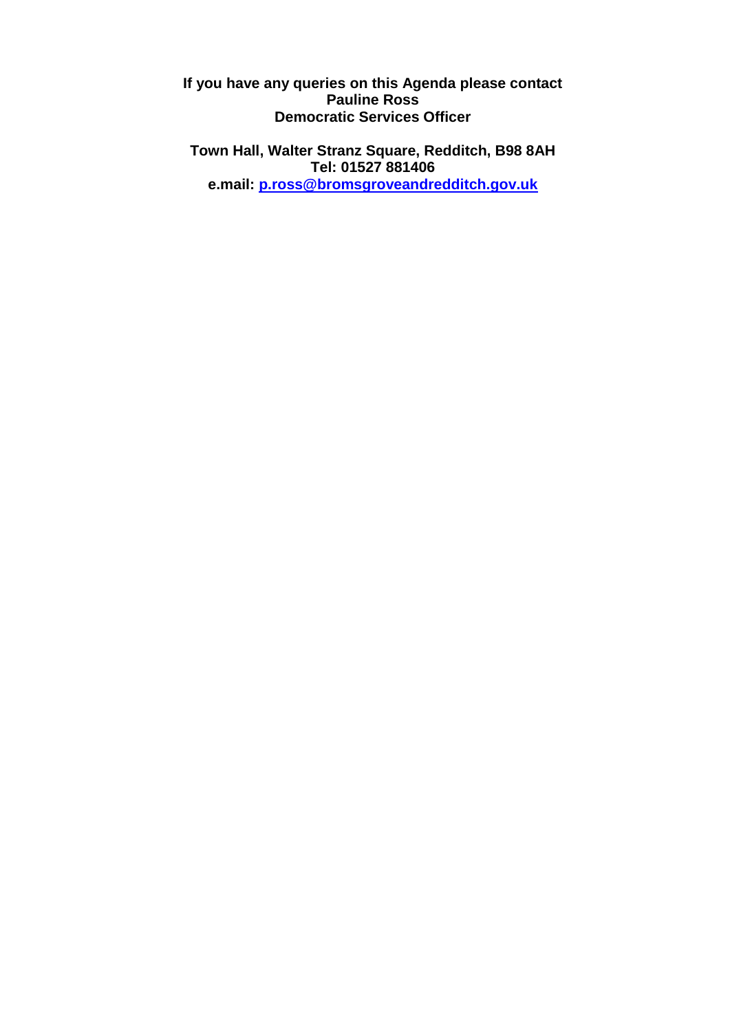**If you have any queries on this Agenda please contact**
**Pauline Ross**
**Democratic Services Officer**

**Town Hall, Walter Stranz Square, Redditch, B98 8AH**
**Tel: 01527 881406**
**e.mail: p.ross@bromsgroveandredditch.gov.uk**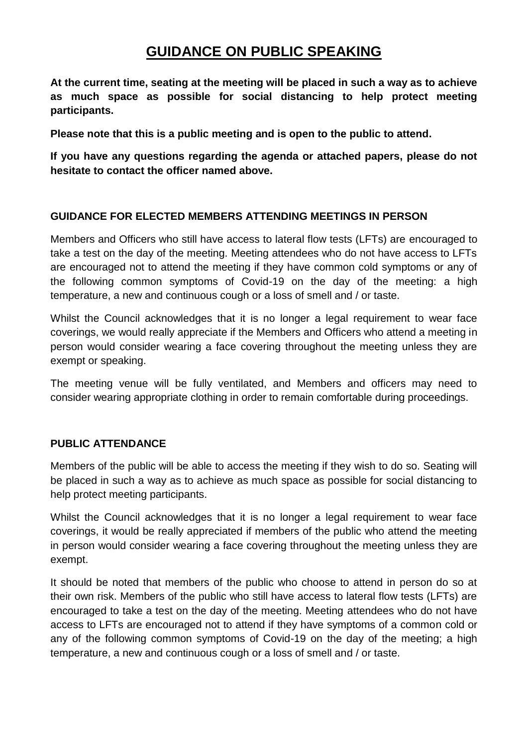# GUIDANCE ON PUBLIC SPEAKING

**At the current time, seating at the meeting will be placed in such a way as to achieve as much space as possible for social distancing to help protect meeting participants.**

**Please note that this is a public meeting and is open to the public to attend.**

**If you have any questions regarding the agenda or attached papers, please do not hesitate to contact the officer named above.**

### GUIDANCE FOR ELECTED MEMBERS ATTENDING MEETINGS IN PERSON

Members and Officers who still have access to lateral flow tests (LFTs) are encouraged to take a test on the day of the meeting. Meeting attendees who do not have access to LFTs are encouraged not to attend the meeting if they have common cold symptoms or any of the following common symptoms of Covid-19 on the day of the meeting: a high temperature, a new and continuous cough or a loss of smell and / or taste.

Whilst the Council acknowledges that it is no longer a legal requirement to wear face coverings, we would really appreciate if the Members and Officers who attend a meeting in person would consider wearing a face covering throughout the meeting unless they are exempt or speaking.

The meeting venue will be fully ventilated, and Members and officers may need to consider wearing appropriate clothing in order to remain comfortable during proceedings.

### PUBLIC ATTENDANCE

Members of the public will be able to access the meeting if they wish to do so. Seating will be placed in such a way as to achieve as much space as possible for social distancing to help protect meeting participants.

Whilst the Council acknowledges that it is no longer a legal requirement to wear face coverings, it would be really appreciated if members of the public who attend the meeting in person would consider wearing a face covering throughout the meeting unless they are exempt.

It should be noted that members of the public who choose to attend in person do so at their own risk. Members of the public who still have access to lateral flow tests (LFTs) are encouraged to take a test on the day of the meeting. Meeting attendees who do not have access to LFTs are encouraged not to attend if they have symptoms of a common cold or any of the following common symptoms of Covid-19 on the day of the meeting; a high temperature, a new and continuous cough or a loss of smell and / or taste.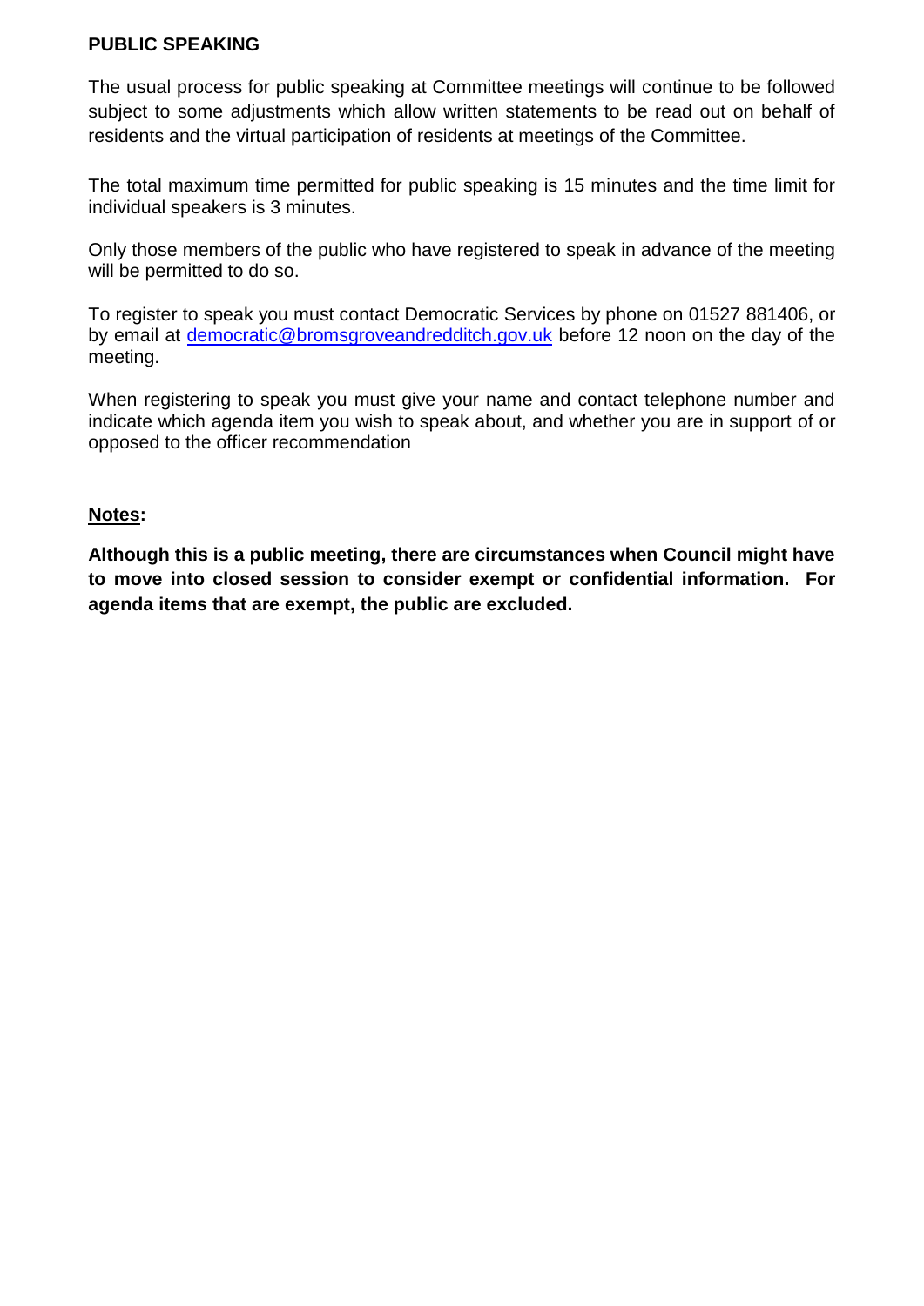**PUBLIC SPEAKING**

The usual process for public speaking at Committee meetings will continue to be followed subject to some adjustments which allow written statements to be read out on behalf of residents and the virtual participation of residents at meetings of the Committee.

The total maximum time permitted for public speaking is 15 minutes and the time limit for individual speakers is 3 minutes.

Only those members of the public who have registered to speak in advance of the meeting will be permitted to do so.

To register to speak you must contact Democratic Services by phone on 01527 881406, or by email at [democratic@bromsgroveandredditch.gov.uk](mailto:democratic@bromsgroveandredditch.gov.uk) before 12 noon on the day of the meeting.

When registering to speak you must give your name and contact telephone number and indicate which agenda item you wish to speak about, and whether you are in support of or opposed to the officer recommendation

**Notes:**

**Although this is a public meeting, there are circumstances when Council might have to move into closed session to consider exempt or confidential information. For agenda items that are exempt, the public are excluded.**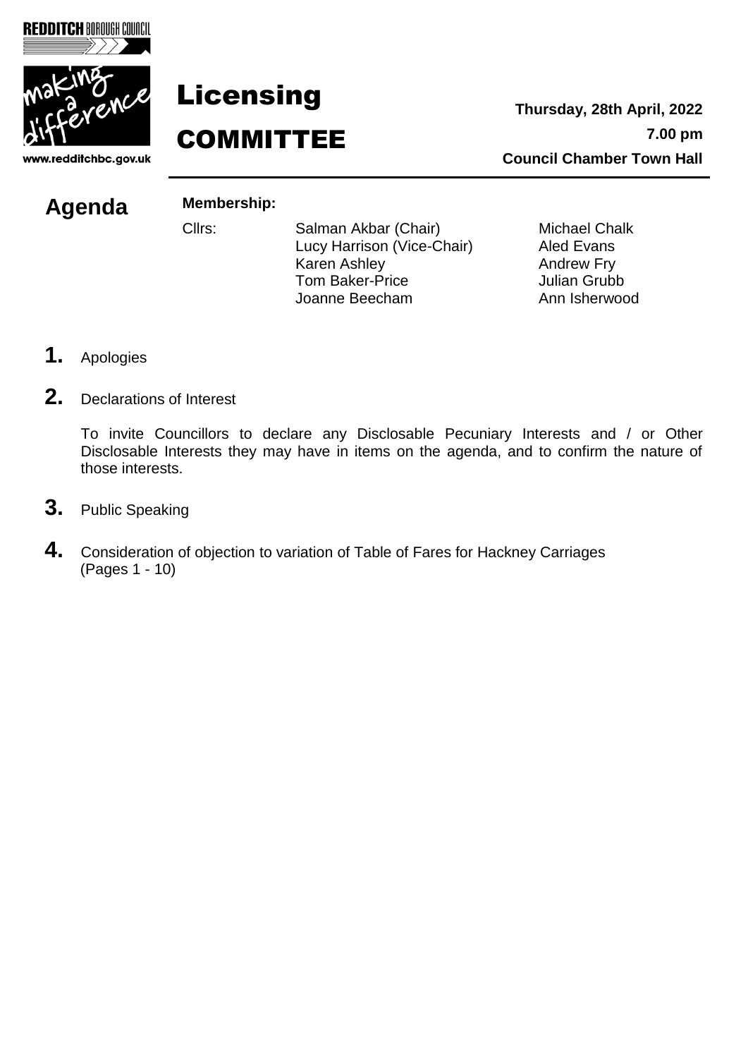REDDITCH BOROUGH COUNCIL

www.redditchbc.gov.uk

# Licensing COMMITTEE

**Thursday, 28th April, 2022**

**7.00 pm**

**Council Chamber Town Hall**

## Agenda

**Membership:**

| | | |
|---|---|---|
| Cllrs: | Salman Akbar (Chair) | Michael Chalk |
| | Lucy Harrison (Vice-Chair) | Aled Evans |
| | Karen Ashley | Andrew Fry |
| | Tom Baker-Price | Julian Grubb |
| | Joanne Beecham | Ann Isherwood |

**1.** Apologies

**2.** Declarations of Interest

To invite Councillors to declare any Disclosable Pecuniary Interests and / or Other Disclosable Interests they may have in items on the agenda, and to confirm the nature of those interests.

**3.** Public Speaking

**4.** Consideration of objection to variation of Table of Fares for Hackney Carriages (Pages 1 - 10)